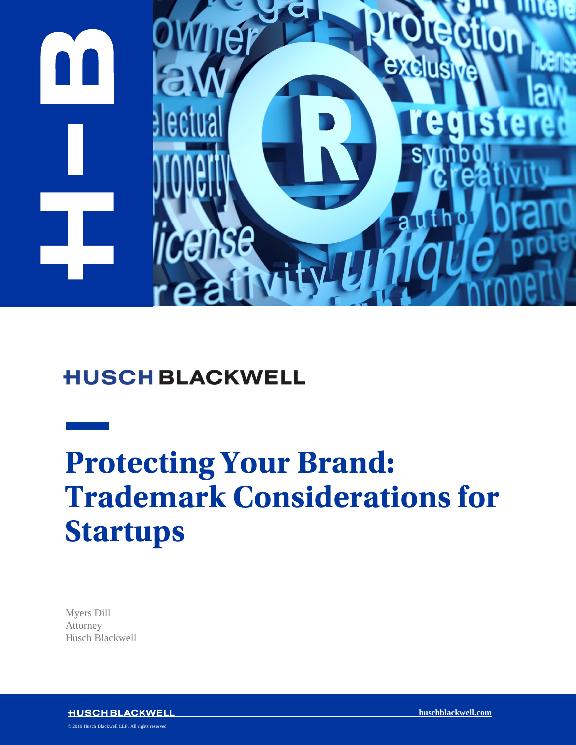HUSCH BLACKWELL

# Protecting Your Brand: Trademark Considerations for Startups

Myers Dill
Attorney
Husch Blackwell

© 2019 Husch Blackwell LLP. All rights reserved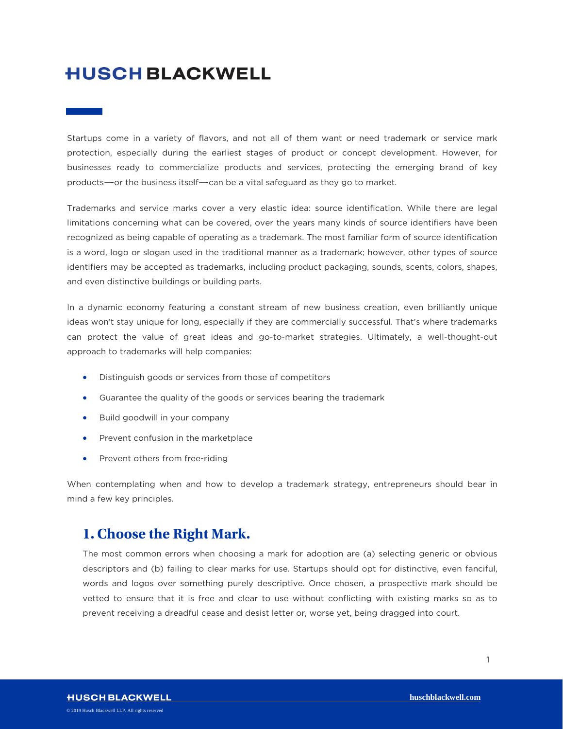Startups come in a variety of flavors, and not all of them want or need trademark or service mark protection, especially during the earliest stages of product or concept development. However, for businesses ready to commercialize products and services, protecting the emerging brand of key products—or the business itself—can be a vital safeguard as they go to market.

Trademarks and service marks cover a very elastic idea: source identification. While there are legal limitations concerning what can be covered, over the years many kinds of source identifiers have been recognized as being capable of operating as a trademark. The most familiar form of source identification is a word, logo or slogan used in the traditional manner as a trademark; however, other types of source identifiers may be accepted as trademarks, including product packaging, sounds, scents, colors, shapes, and even distinctive buildings or building parts.

In a dynamic economy featuring a constant stream of new business creation, even brilliantly unique ideas won't stay unique for long, especially if they are commercially successful. That's where trademarks can protect the value of great ideas and go-to-market strategies. Ultimately, a well-thought-out approach to trademarks will help companies:

- Distinguish goods or services from those of competitors
- Guarantee the quality of the goods or services bearing the trademark
- Build goodwill in your company
- Prevent confusion in the marketplace
- Prevent others from free-riding

When contemplating when and how to develop a trademark strategy, entrepreneurs should bear in mind a few key principles.

## 1. Choose the Right Mark.

The most common errors when choosing a mark for adoption are (a) selecting generic or obvious descriptors and (b) failing to clear marks for use. Startups should opt for distinctive, even fanciful, words and logos over something purely descriptive. Once chosen, a prospective mark should be vetted to ensure that it is free and clear to use without conflicting with existing marks so as to prevent receiving a dreadful cease and desist letter or, worse yet, being dragged into court.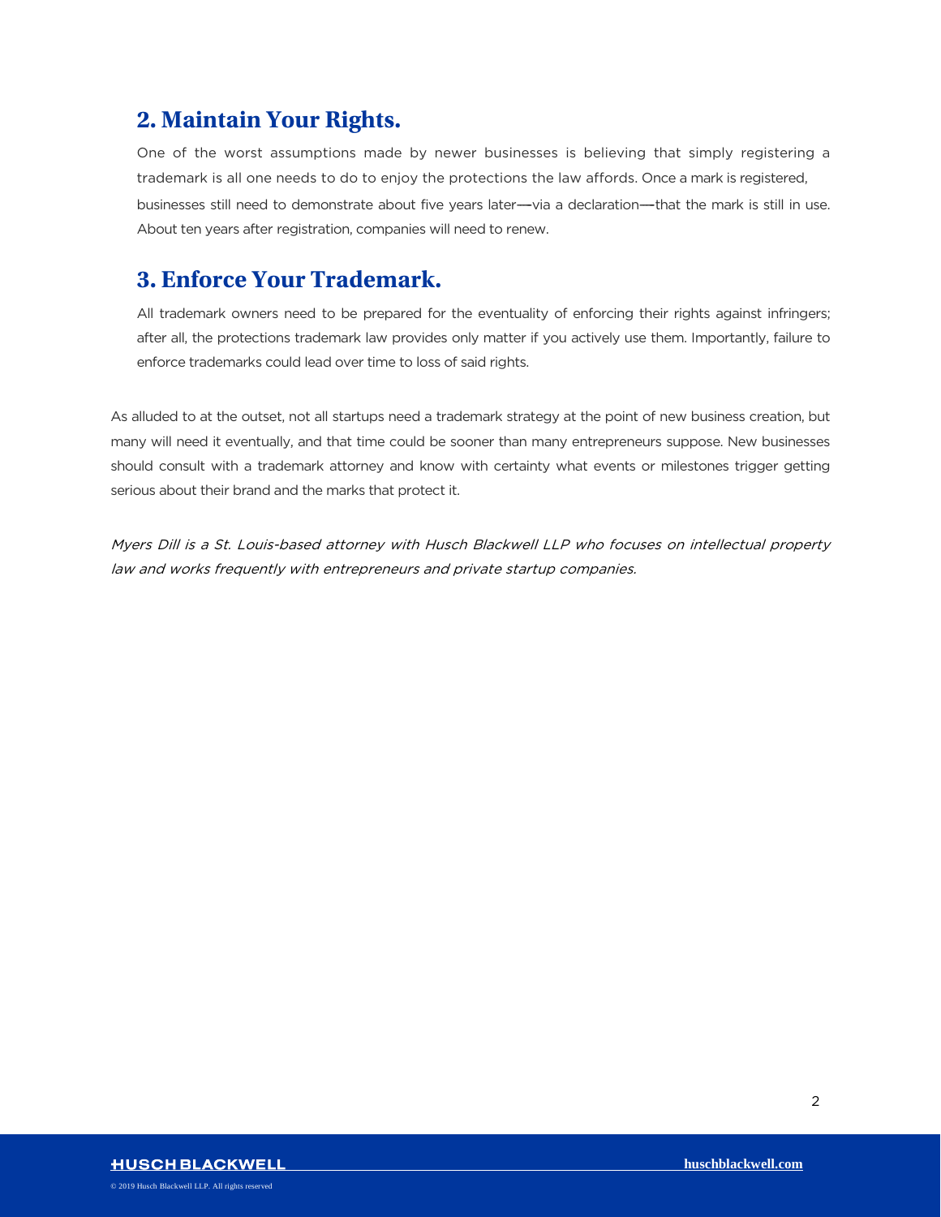## 2. Maintain Your Rights.

One of the worst assumptions made by newer businesses is believing that simply registering a trademark is all one needs to do to enjoy the protections the law affords. Once a mark is registered, businesses still need to demonstrate about five years later—via a declaration—that the mark is still in use. About ten years after registration, companies will need to renew.

## 3. Enforce Your Trademark.

All trademark owners need to be prepared for the eventuality of enforcing their rights against infringers; after all, the protections trademark law provides only matter if you actively use them. Importantly, failure to enforce trademarks could lead over time to loss of said rights.

As alluded to at the outset, not all startups need a trademark strategy at the point of new business creation, but many will need it eventually, and that time could be sooner than many entrepreneurs suppose. New businesses should consult with a trademark attorney and know with certainty what events or milestones trigger getting serious about their brand and the marks that protect it.

*Myers Dill is a St. Louis-based attorney with Husch Blackwell LLP who focuses on intellectual property law and works frequently with entrepreneurs and private startup companies.*